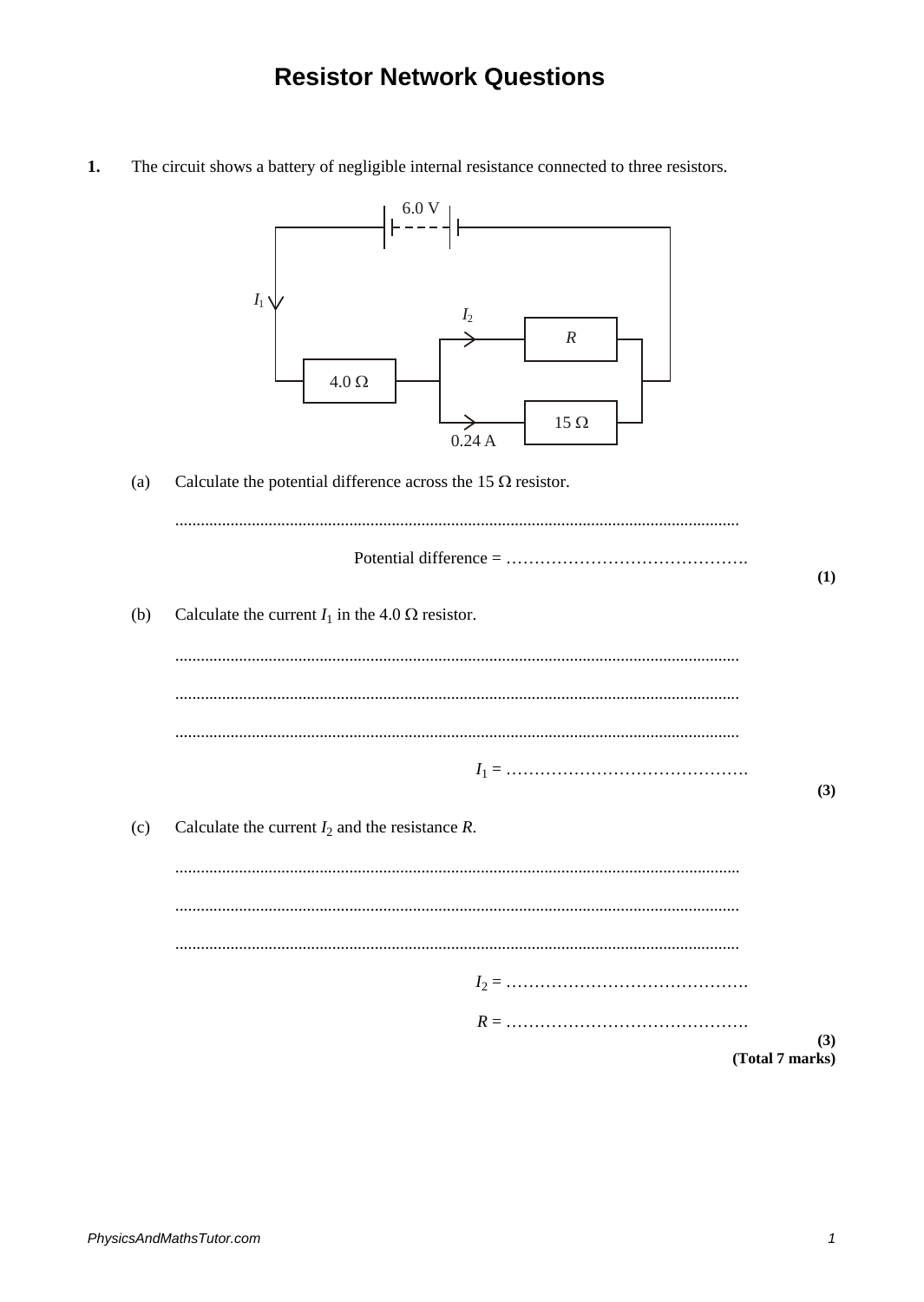# Resistor Network Questions

**1.** The circuit shows a battery of negligible internal resistance connected to three resistors.

6.0 V

$I_1$

$I_2$

R

4.0 Ω

15 Ω

0.24 A

(a) Calculate the potential difference across the 15 Ω resistor.

...................................................................................................................................

Potential difference = ……………………………………

**(1)**

(b) Calculate the current $I_1$ in the 4.0 Ω resistor.

...................................................................................................................................

...................................................................................................................................

...................................................................................................................................

$I_1$ = ……………………………………

**(3)**

(c) Calculate the current $I_2$ and the resistance $R$.

...................................................................................................................................

...................................................................................................................................

...................................................................................................................................

$I_2$ = ……………………………………

$R$ = ……………………………………

**(3)**
**(Total 7 marks)**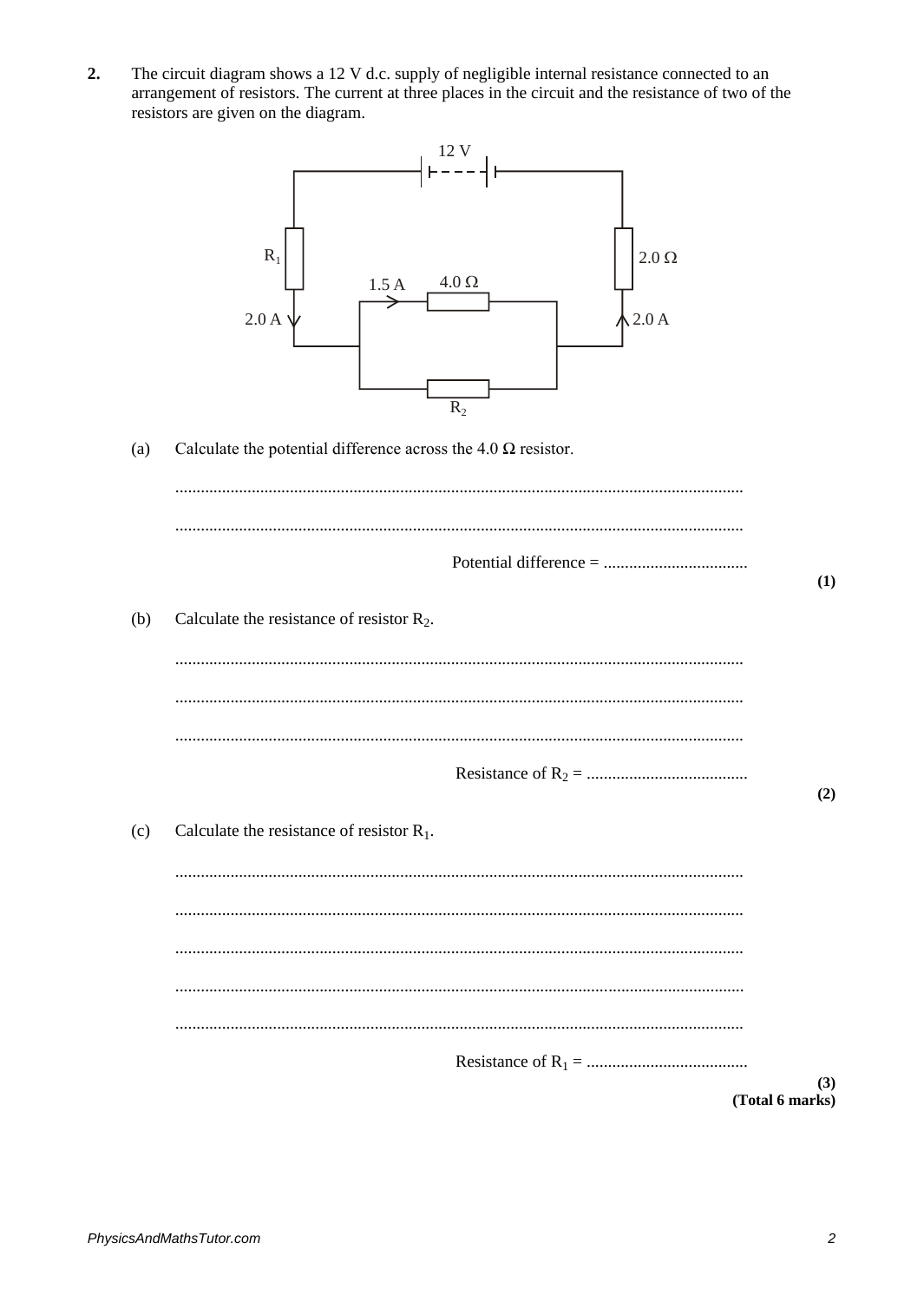**2.** The circuit diagram shows a 12 V d.c. supply of negligible internal resistance connected to an arrangement of resistors. The current at three places in the circuit and the resistance of two of the resistors are given on the diagram.

12 V

$R_1$ 2.0 Ω

1.5 A 4.0 Ω

2.0 A 2.0 A

$R_2$

(a) Calculate the potential difference across the 4.0 Ω resistor.

.....................................................................................................................................

.....................................................................................................................................

Potential difference = ..................................

**(1)**

(b) Calculate the resistance of resistor $R_2$.

.....................................................................................................................................

.....................................................................................................................................

.....................................................................................................................................

Resistance of $R_2$ = ......................................

**(2)**

(c) Calculate the resistance of resistor $R_1$.

.....................................................................................................................................

.....................................................................................................................................

.....................................................................................................................................

.....................................................................................................................................

.....................................................................................................................................

Resistance of $R_1$ = ......................................

**(3)**
**(Total 6 marks)**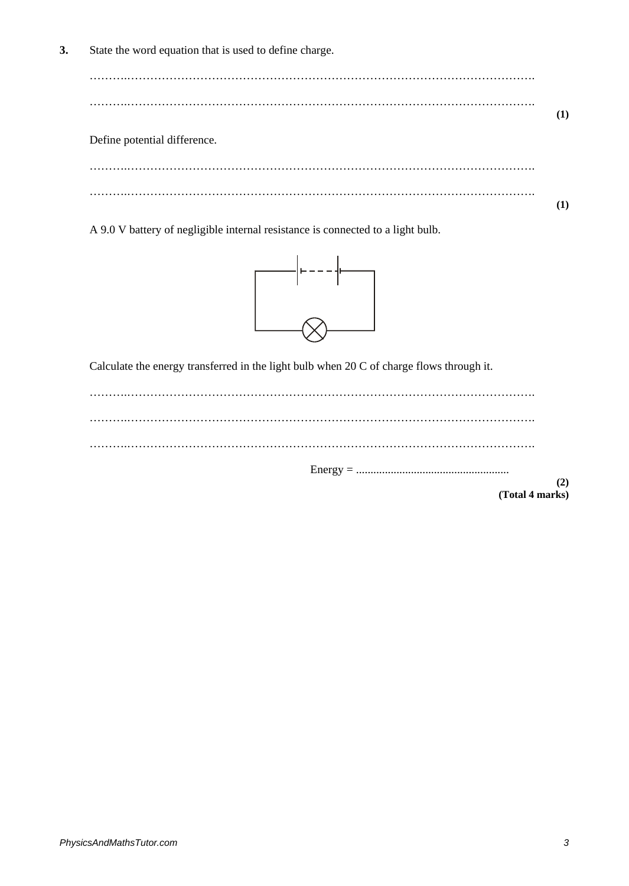**3.** State the word equation that is used to define charge.

……………………………………………………………………………………………………….

………………………………………………………………………………………………………. **(1)**

Define potential difference.

……………………………………………………………………………………………………….

………………………………………………………………………………………………………. **(1)**

A 9.0 V battery of negligible internal resistance is connected to a light bulb.

Calculate the energy transferred in the light bulb when 20 C of charge flows through it.

……………………………………………………………………………………………………….

……………………………………………………………………………………………………….

……………………………………………………………………………………………………….

Energy = ....................................................... **(2)**

**(Total 4 marks)**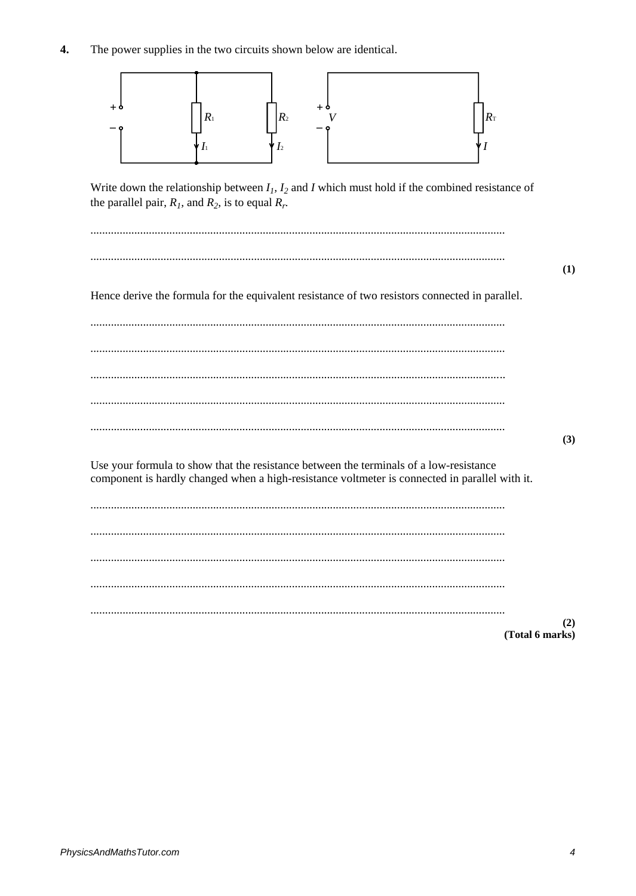**4.** The power supplies in the two circuits shown below are identical.

Write down the relationship between $I_1$, $I_2$ and $I$ which must hold if the combined resistance of the parallel pair, $R_1$, and $R_2$, is to equal $R_r$.

.............................................................................................................................................

.............................................................................................................................................

**(1)**

Hence derive the formula for the equivalent resistance of two resistors connected in parallel.

.............................................................................................................................................

.............................................................................................................................................

.............................................................................................................................................

.............................................................................................................................................

.............................................................................................................................................

**(3)**

Use your formula to show that the resistance between the terminals of a low-resistance component is hardly changed when a high-resistance voltmeter is connected in parallel with it.

.............................................................................................................................................

.............................................................................................................................................

.............................................................................................................................................

.............................................................................................................................................

.............................................................................................................................................

**(2)**
**(Total 6 marks)**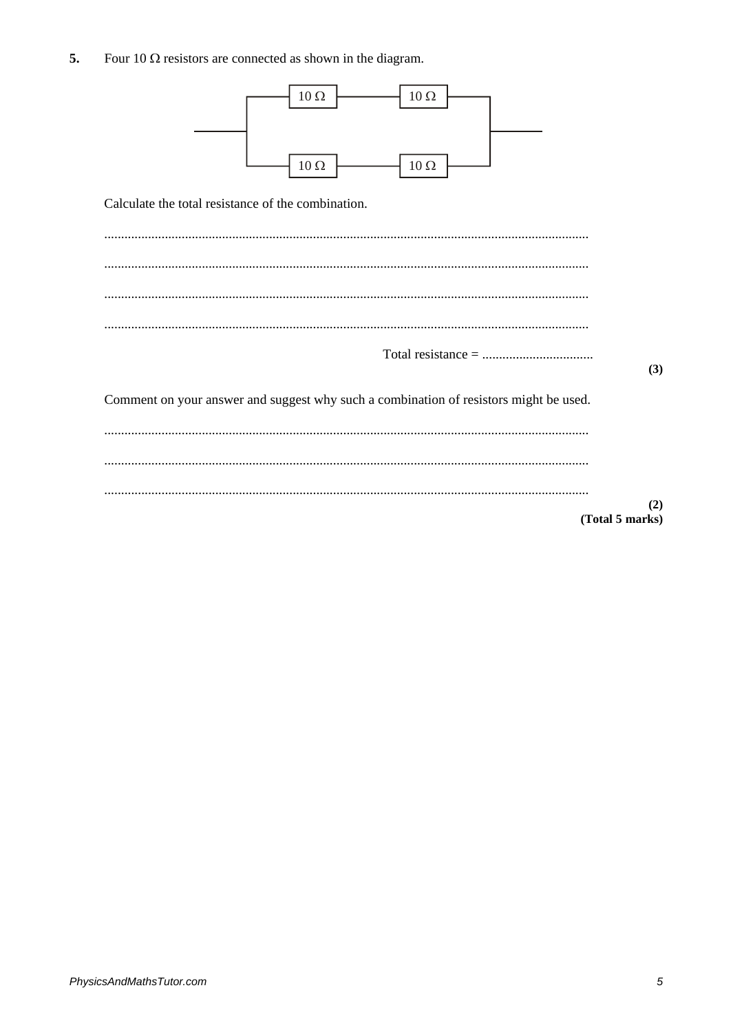**5.** Four 10 Ω resistors are connected as shown in the diagram.

Calculate the total resistance of the combination.

..............................................................................................................................................

..............................................................................................................................................

..............................................................................................................................................

..............................................................................................................................................

Total resistance = .................................

**(3)**

Comment on your answer and suggest why such a combination of resistors might be used.

..............................................................................................................................................

..............................................................................................................................................

..............................................................................................................................................

**(2)**
**(Total 5 marks)**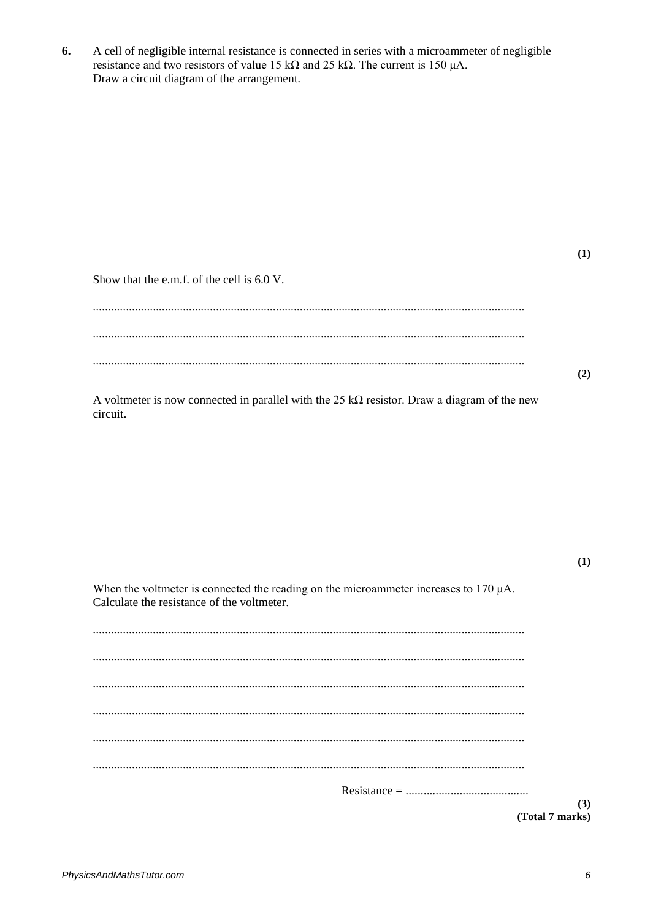**6.** A cell of negligible internal resistance is connected in series with a microammeter of negligible resistance and two resistors of value 15 kΩ and 25 kΩ. The current is 150 μA.
Draw a circuit diagram of the arrangement.

**(1)**

Show that the e.m.f. of the cell is 6.0 V.

.............................................................................................................................................

.............................................................................................................................................

.............................................................................................................................................

**(2)**

A voltmeter is now connected in parallel with the 25 kΩ resistor. Draw a diagram of the new circuit.

**(1)**

When the voltmeter is connected the reading on the microammeter increases to 170 μA.
Calculate the resistance of the voltmeter.

.............................................................................................................................................

.............................................................................................................................................

.............................................................................................................................................

.............................................................................................................................................

.............................................................................................................................................

.............................................................................................................................................

Resistance = .........................................

**(3)**
**(Total 7 marks)**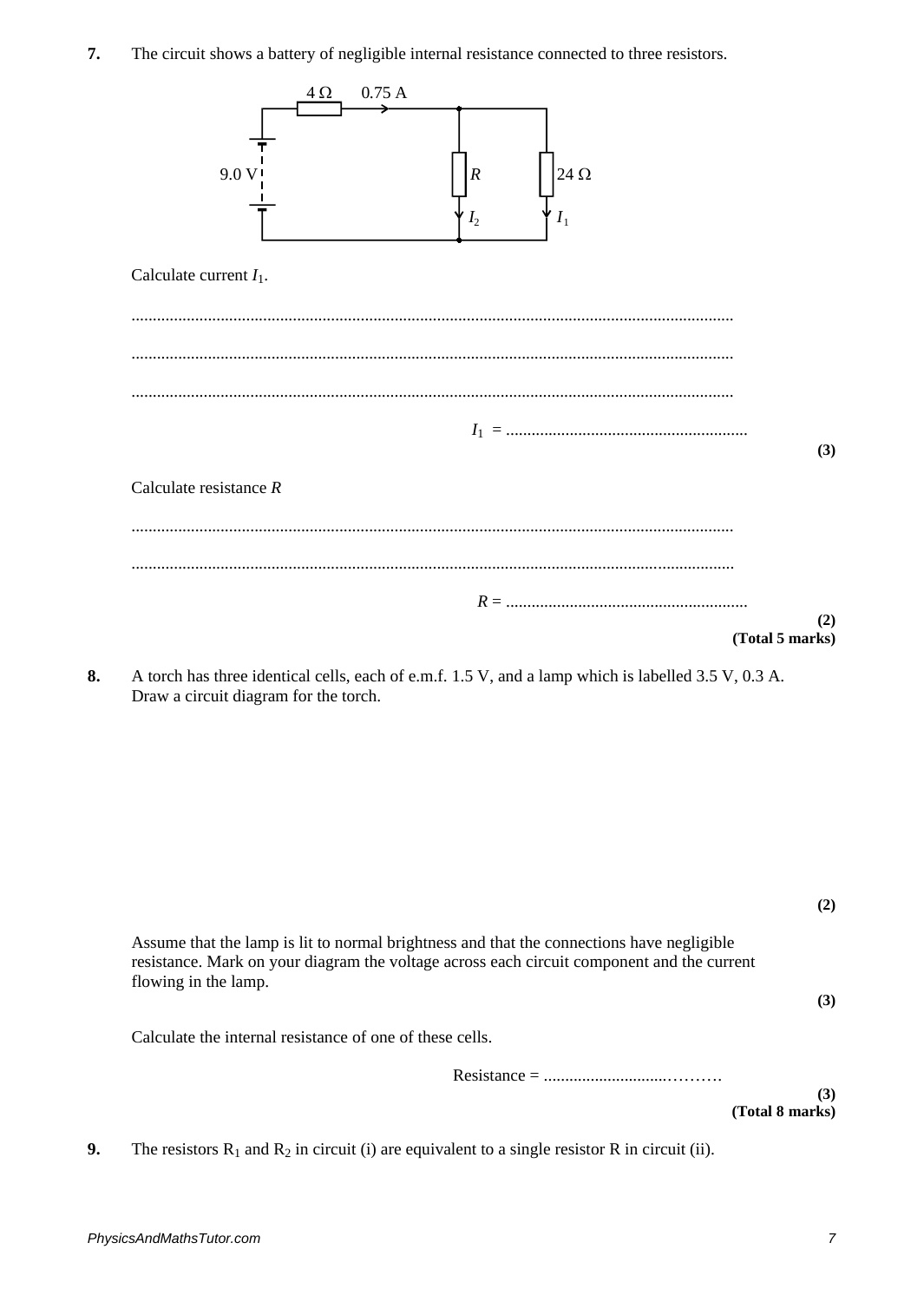**7.** The circuit shows a battery of negligible internal resistance connected to three resistors.

Calculate current $I_1$.

..............................................................................................................................................

..............................................................................................................................................

..............................................................................................................................................

$I_1$ = .........................................................

**(3)**

Calculate resistance $R$

..............................................................................................................................................

..............................................................................................................................................

$R$ = .........................................................

**(2)**

**(Total 5 marks)**

**8.** A torch has three identical cells, each of e.m.f. 1.5 V, and a lamp which is labelled 3.5 V, 0.3 A. Draw a circuit diagram for the torch.

**(2)**

Assume that the lamp is lit to normal brightness and that the connections have negligible resistance. Mark on your diagram the voltage across each circuit component and the current flowing in the lamp.

**(3)**

Calculate the internal resistance of one of these cells.

Resistance = .....................................……….

**(3)**

**(Total 8 marks)**

**9.** The resistors $R_1$ and $R_2$ in circuit (i) are equivalent to a single resistor R in circuit (ii).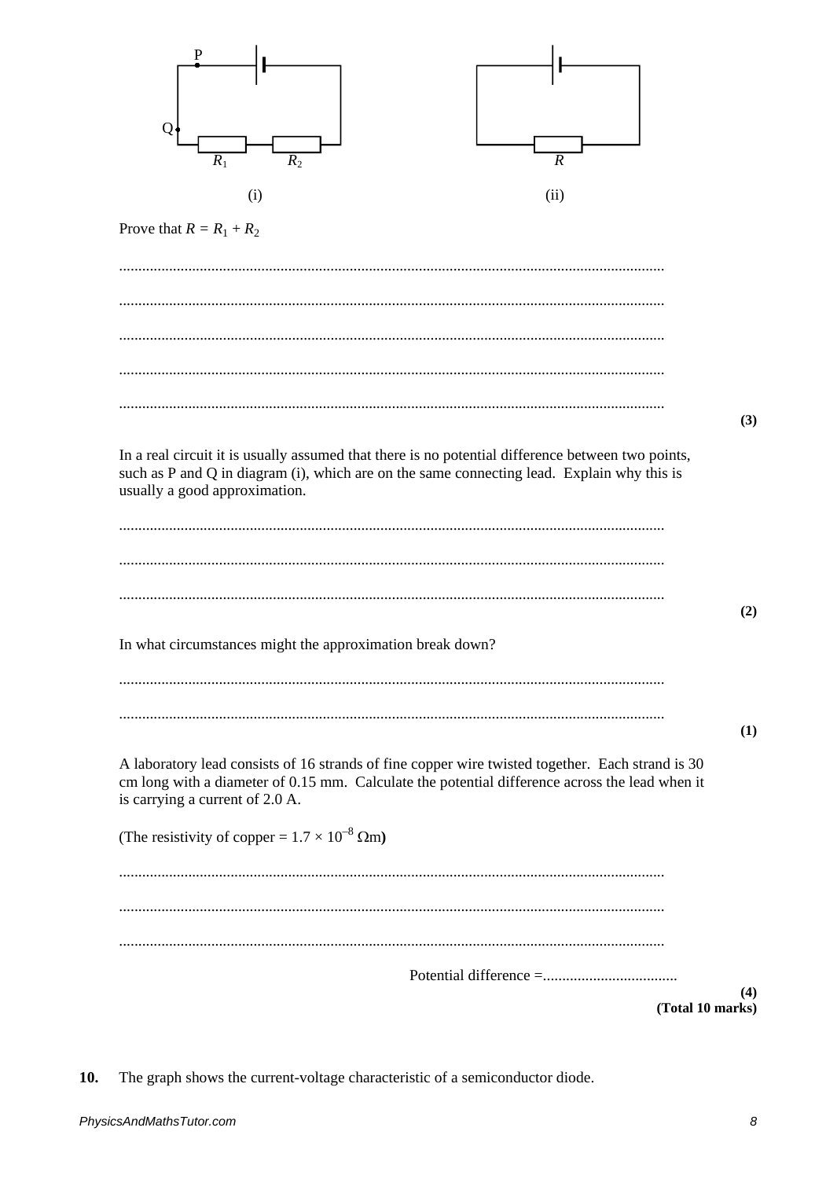(i)

(ii)

Prove that $R = R_1 + R_2$

............................................................................................................................................

............................................................................................................................................

............................................................................................................................................

............................................................................................................................................

............................................................................................................................................

**(3)**

In a real circuit it is usually assumed that there is no potential difference between two points, such as P and Q in diagram (i), which are on the same connecting lead. Explain why this is usually a good approximation.

............................................................................................................................................

............................................................................................................................................

............................................................................................................................................

**(2)**

In what circumstances might the approximation break down?

............................................................................................................................................

............................................................................................................................................

**(1)**

A laboratory lead consists of 16 strands of fine copper wire twisted together. Each strand is 30 cm long with a diameter of 0.15 mm. Calculate the potential difference across the lead when it is carrying a current of 2.0 A.

(The resistivity of copper = $1.7 \times 10^{-8}$ $\Omega$m**)**

............................................................................................................................................

............................................................................................................................................

............................................................................................................................................

Potential difference =...................................

**(4)**
**(Total 10 marks)**

**10.** The graph shows the current-voltage characteristic of a semiconductor diode.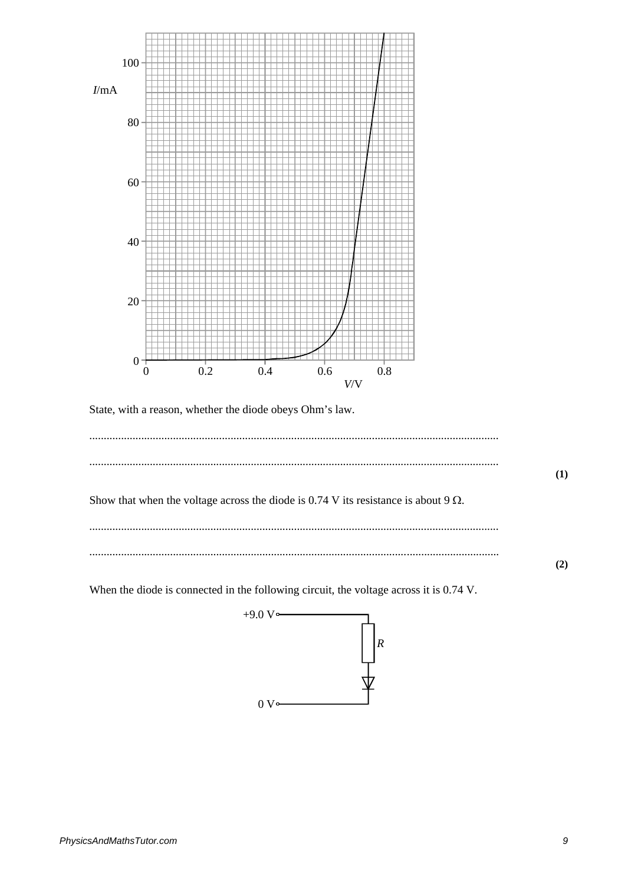State, with a reason, whether the diode obeys Ohm's law.

..........................................................................................................................................

..........................................................................................................................................

**(1)**

Show that when the voltage across the diode is 0.74 V its resistance is about 9 Ω.

..........................................................................................................................................

..........................................................................................................................................

**(2)**

When the diode is connected in the following circuit, the voltage across it is 0.74 V.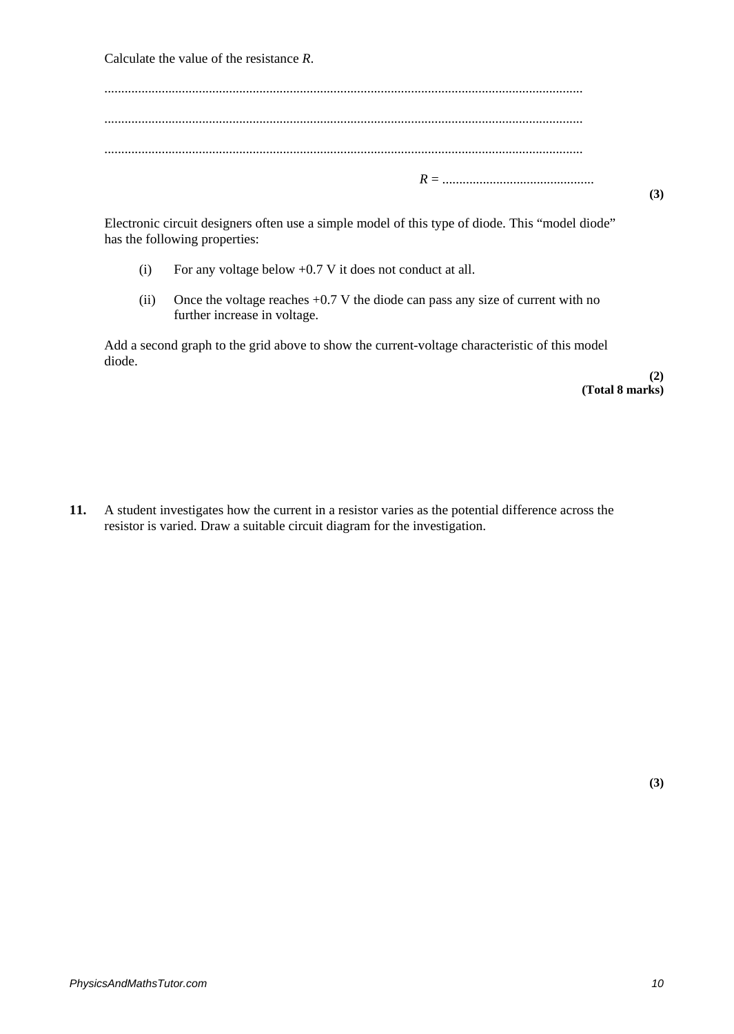Calculate the value of the resistance $R$.

...............................................................................................................................................

...............................................................................................................................................

...............................................................................................................................................

$R$ = .............................................

**(3)**

Electronic circuit designers often use a simple model of this type of diode. This "model diode" has the following properties:

(i) For any voltage below +0.7 V it does not conduct at all.

(ii) Once the voltage reaches +0.7 V the diode can pass any size of current with no further increase in voltage.

Add a second graph to the grid above to show the current-voltage characteristic of this model diode.

**(2)**
**(Total 8 marks)**

**11.** A student investigates how the current in a resistor varies as the potential difference across the resistor is varied. Draw a suitable circuit diagram for the investigation.

**(3)**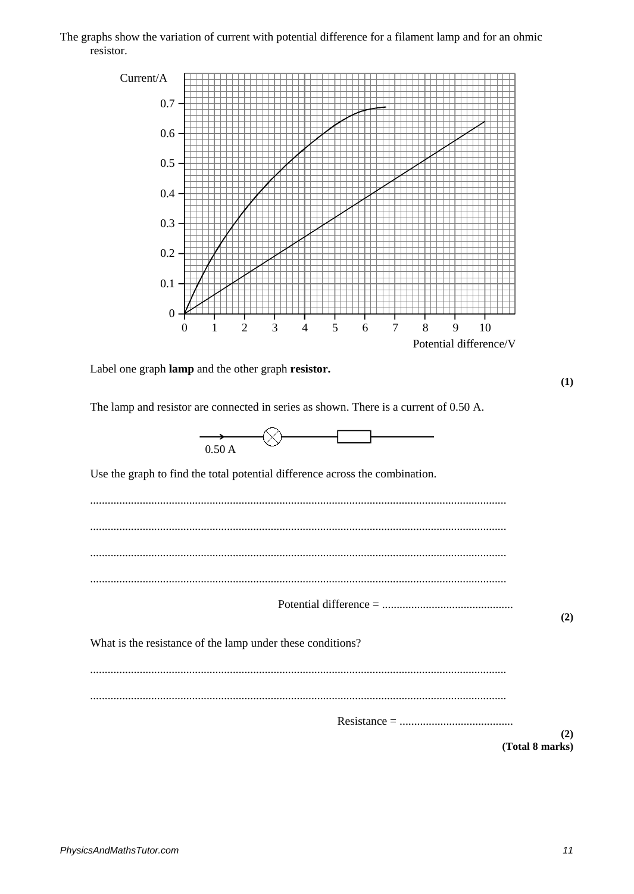The graphs show the variation of current with potential difference for a filament lamp and for an ohmic resistor.

Label one graph **lamp** and the other graph **resistor.**

**(1)**

The lamp and resistor are connected in series as shown. There is a current of 0.50 A.

Use the graph to find the total potential difference across the combination.

...............................................................................................................................................

...............................................................................................................................................

...............................................................................................................................................

...............................................................................................................................................

Potential difference = .............................................

**(2)**

What is the resistance of the lamp under these conditions?

...............................................................................................................................................

...............................................................................................................................................

Resistance = .......................................

**(2)**

**(Total 8 marks)**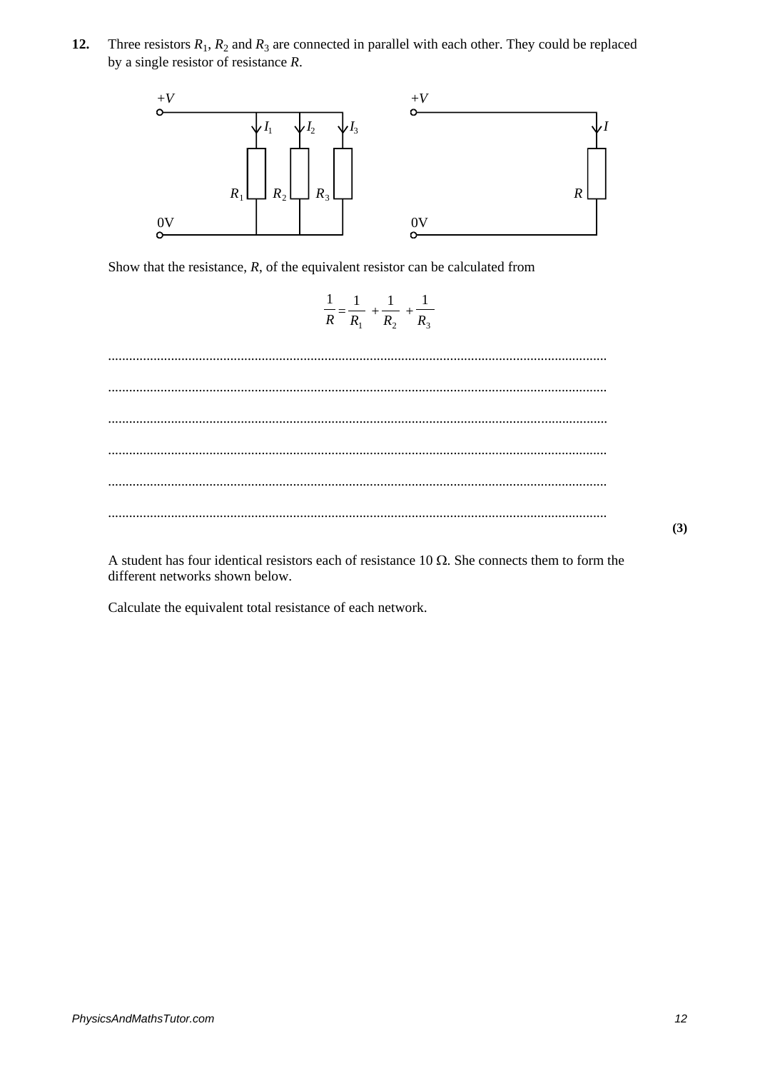**12.** Three resistors $R_1$, $R_2$ and $R_3$ are connected in parallel with each other. They could be replaced by a single resistor of resistance $R$.

Show that the resistance, $R$, of the equivalent resistor can be calculated from

$$\frac{1}{R} = \frac{1}{R_1} + \frac{1}{R_2} + \frac{1}{R_3}$$

..............................................................................................................................................

..............................................................................................................................................

..............................................................................................................................................

..............................................................................................................................................

..............................................................................................................................................

..............................................................................................................................................

**(3)**

A student has four identical resistors each of resistance 10 Ω. She connects them to form the different networks shown below.

Calculate the equivalent total resistance of each network.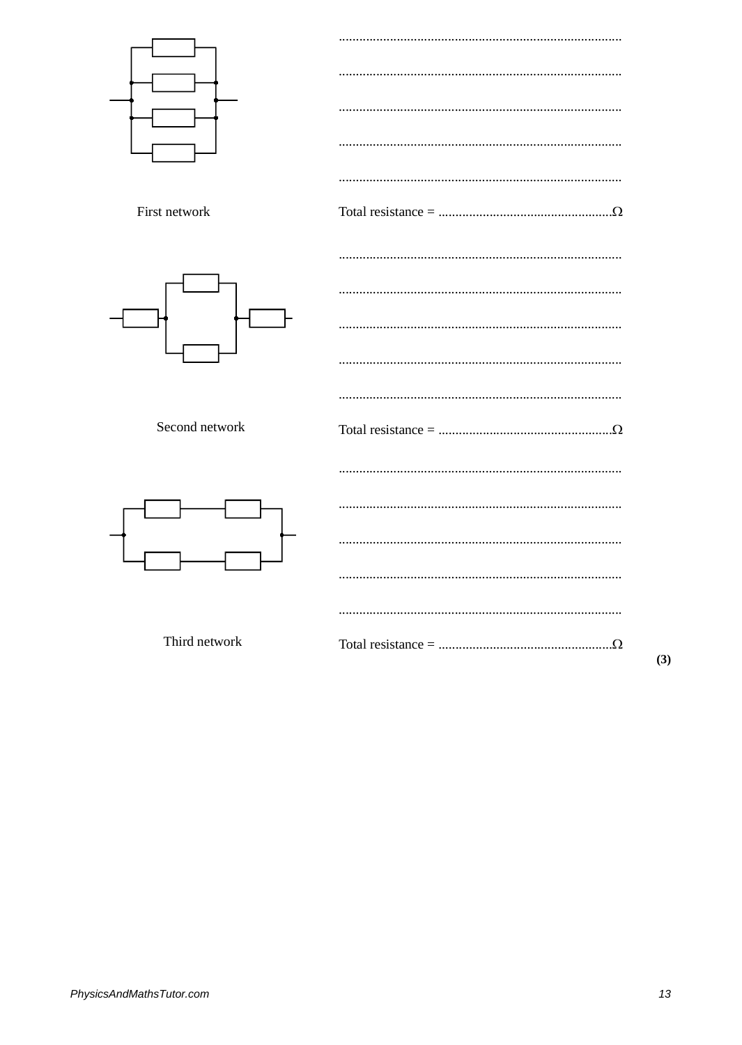First network

...................................................................................

...................................................................................

...................................................................................

...................................................................................

...................................................................................

Total resistance = ...................................................Ω

Second network

...................................................................................

...................................................................................

...................................................................................

...................................................................................

...................................................................................

Total resistance = ...................................................Ω

Third network

...................................................................................

...................................................................................

...................................................................................

...................................................................................

...................................................................................

Total resistance = ...................................................Ω

**(3)**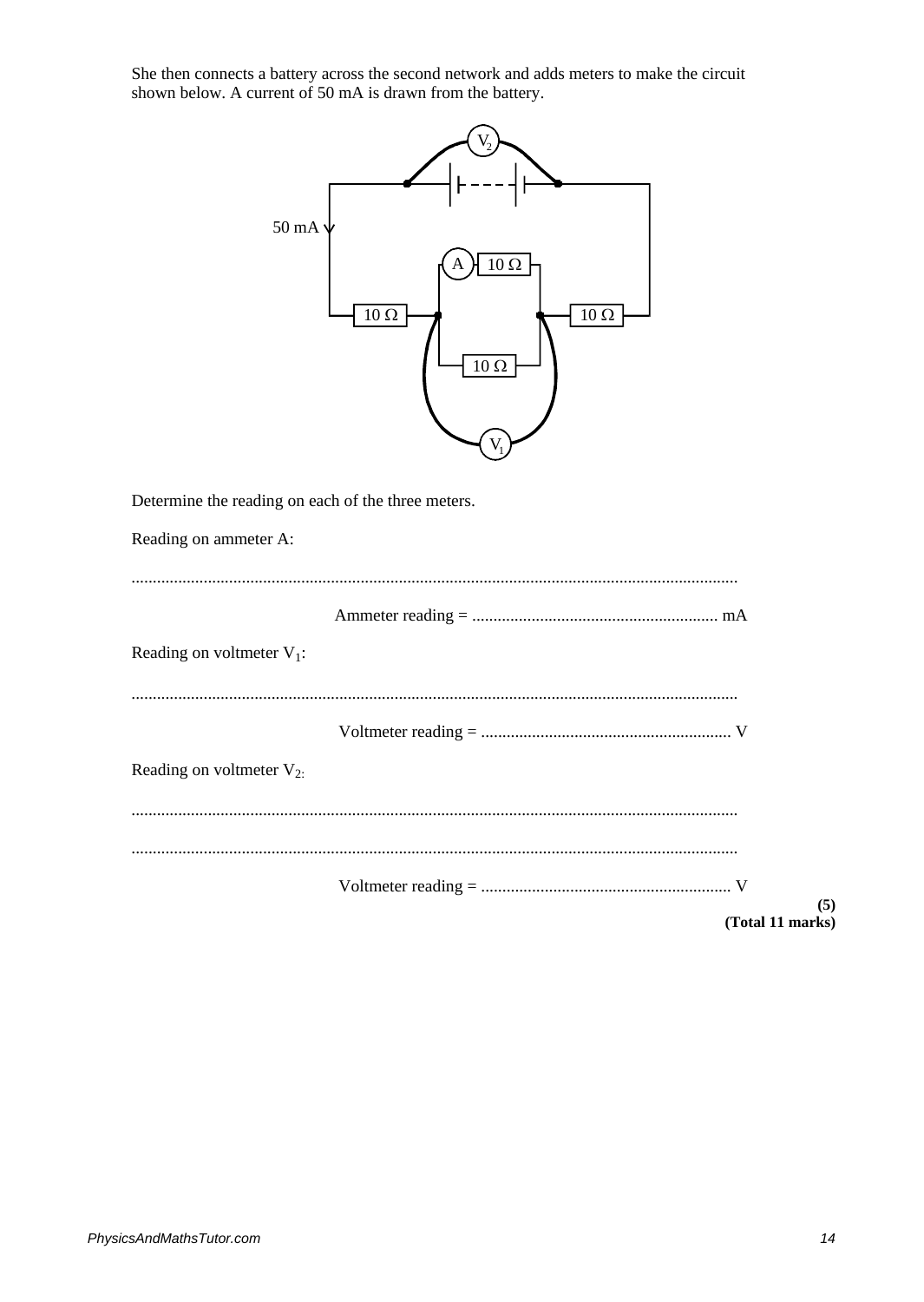She then connects a battery across the second network and adds meters to make the circuit shown below. A current of 50 mA is drawn from the battery.

Determine the reading on each of the three meters.

Reading on ammeter A:

..............................................................................................................................................

Ammeter reading = .......................................................... mA

Reading on voltmeter $V_1$:

..............................................................................................................................................

Voltmeter reading = ........................................................... V

Reading on voltmeter $V_2$:

..............................................................................................................................................

..............................................................................................................................................

Voltmeter reading = ........................................................... V

**(5)**

**(Total 11 marks)**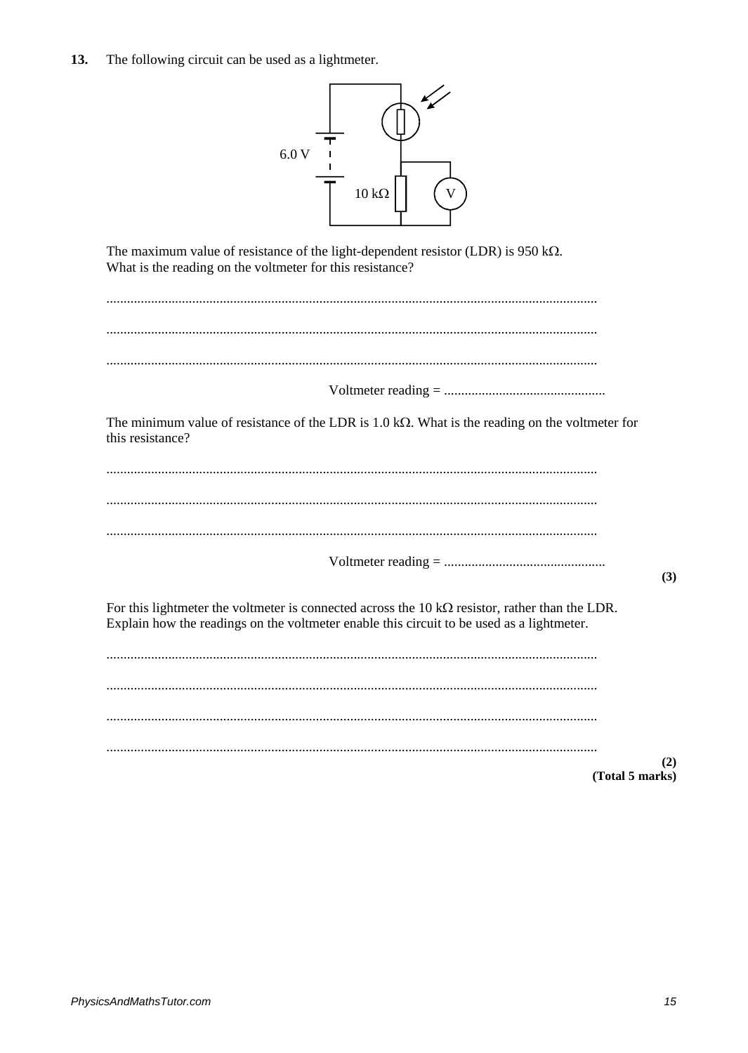**13.** The following circuit can be used as a lightmeter.

6.0 V

10 kΩ

V

The maximum value of resistance of the light-dependent resistor (LDR) is 950 kΩ. What is the reading on the voltmeter for this resistance?

.............................................................................................................................................

.............................................................................................................................................

.............................................................................................................................................

Voltmeter reading = ...............................................

The minimum value of resistance of the LDR is 1.0 kΩ. What is the reading on the voltmeter for this resistance?

.............................................................................................................................................

.............................................................................................................................................

.............................................................................................................................................

Voltmeter reading = ...............................................

**(3)**

For this lightmeter the voltmeter is connected across the 10 kΩ resistor, rather than the LDR. Explain how the readings on the voltmeter enable this circuit to be used as a lightmeter.

.............................................................................................................................................

.............................................................................................................................................

.............................................................................................................................................

.............................................................................................................................................

**(2)**
**(Total 5 marks)**